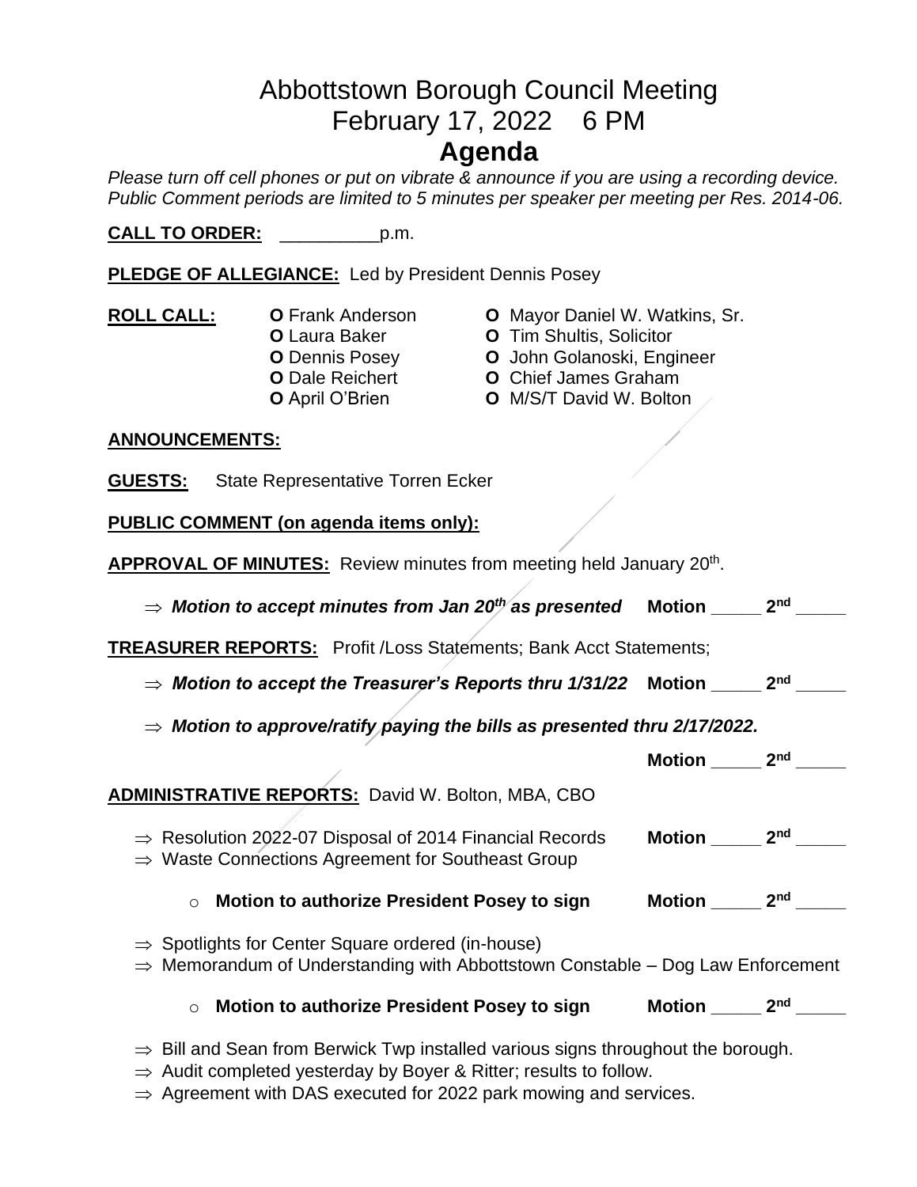# Abbottstown Borough Council Meeting
# February 17, 2022    6 PM
# Agenda

*Please turn off cell phones or put on vibrate & announce if you are using a recording device. Public Comment periods are limited to 5 minutes per speaker per meeting per Res. 2014-06.*

**CALL TO ORDER:** __________p.m.

**PLEDGE OF ALLEGIANCE:** Led by President Dennis Posey

**ROLL CALL:**

- **O** Frank Anderson
- **O** Laura Baker
- **O** Dennis Posey
- **O** Dale Reichert
- **O** April O'Brien
- **O** Mayor Daniel W. Watkins, Sr.
- **O** Tim Shultis, Solicitor
- **O** John Golanoski, Engineer
- **O** Chief James Graham
- **O** M/S/T David W. Bolton

**ANNOUNCEMENTS:**

**GUESTS:** State Representative Torren Ecker

**PUBLIC COMMENT (on agenda items only):**

**APPROVAL OF MINUTES:** Review minutes from meeting held January 20th.

⇒ ***Motion to accept minutes from Jan 20th as presented*** **Motion _____ 2nd _____**

**TREASURER REPORTS:** Profit /Loss Statements; Bank Acct Statements;

⇒ ***Motion to accept the Treasurer's Reports thru 1/31/22*** **Motion _____ 2nd _____**

⇒ ***Motion to approve/ratify paying the bills as presented thru 2/17/2022.***

**Motion _____ 2nd _____**

**ADMINISTRATIVE REPORTS:** David W. Bolton, MBA, CBO

⇒ Resolution 2022-07 Disposal of 2014 Financial Records **Motion _____ 2nd _____**

⇒ Waste Connections Agreement for Southeast Group

- **Motion to authorize President Posey to sign** **Motion _____ 2nd _____**

⇒ Spotlights for Center Square ordered (in-house)

⇒ Memorandum of Understanding with Abbottstown Constable – Dog Law Enforcement

- **Motion to authorize President Posey to sign** **Motion _____ 2nd _____**

⇒ Bill and Sean from Berwick Twp installed various signs throughout the borough.

⇒ Audit completed yesterday by Boyer & Ritter; results to follow.

⇒ Agreement with DAS executed for 2022 park mowing and services.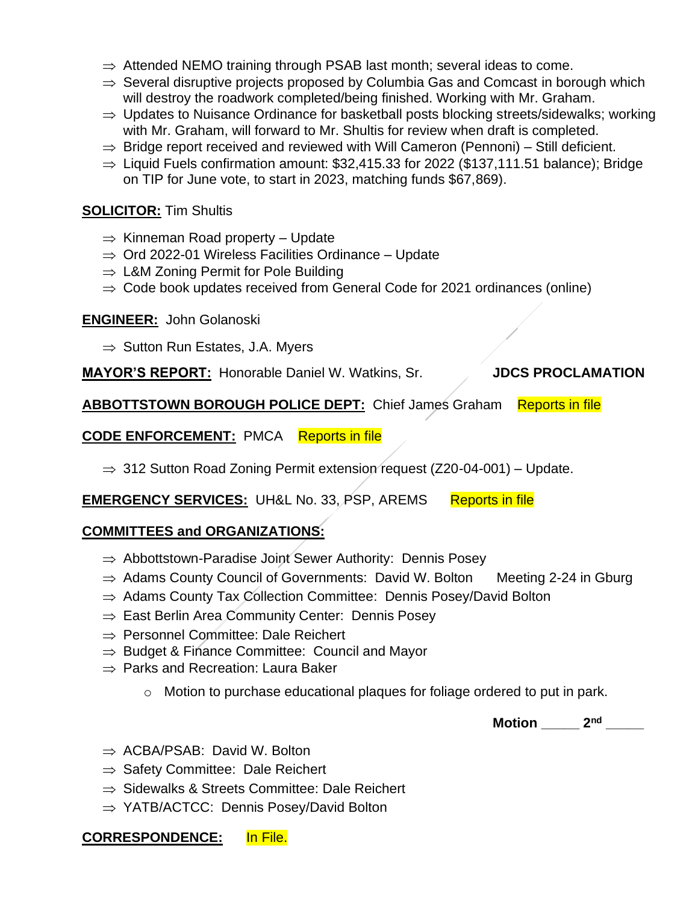- ⇒ Attended NEMO training through PSAB last month; several ideas to come.
- ⇒ Several disruptive projects proposed by Columbia Gas and Comcast in borough which will destroy the roadwork completed/being finished. Working with Mr. Graham.
- ⇒ Updates to Nuisance Ordinance for basketball posts blocking streets/sidewalks; working with Mr. Graham, will forward to Mr. Shultis for review when draft is completed.
- ⇒ Bridge report received and reviewed with Will Cameron (Pennoni) – Still deficient.
- ⇒ Liquid Fuels confirmation amount: $32,415.33 for 2022 ($137,111.51 balance); Bridge on TIP for June vote, to start in 2023, matching funds $67,869).

**SOLICITOR:** Tim Shultis

- ⇒ Kinneman Road property – Update
- ⇒ Ord 2022-01 Wireless Facilities Ordinance – Update
- ⇒ L&M Zoning Permit for Pole Building
- ⇒ Code book updates received from General Code for 2021 ordinances (online)

**ENGINEER:** John Golanoski

- ⇒ Sutton Run Estates, J.A. Myers

**MAYOR'S REPORT:** Honorable Daniel W. Watkins, Sr. **JDCS PROCLAMATION**

**ABBOTTSTOWN BOROUGH POLICE DEPT:** Chief James Graham Reports in file

**CODE ENFORCEMENT:** PMCA Reports in file

- ⇒ 312 Sutton Road Zoning Permit extension request (Z20-04-001) – Update.

**EMERGENCY SERVICES:** UH&L No. 33, PSP, AREMS Reports in file

**COMMITTEES and ORGANIZATIONS:**

- ⇒ Abbottstown-Paradise Joint Sewer Authority: Dennis Posey
- ⇒ Adams County Council of Governments: David W. Bolton Meeting 2-24 in Gburg
- ⇒ Adams County Tax Collection Committee: Dennis Posey/David Bolton
- ⇒ East Berlin Area Community Center: Dennis Posey
- ⇒ Personnel Committee: Dale Reichert
- ⇒ Budget & Finance Committee: Council and Mayor
- ⇒ Parks and Recreation: Laura Baker
  - Motion to purchase educational plaques for foliage ordered to put in park.

**Motion _____ 2nd _____**

- ⇒ ACBA/PSAB: David W. Bolton
- ⇒ Safety Committee: Dale Reichert
- ⇒ Sidewalks & Streets Committee: Dale Reichert
- ⇒ YATB/ACTCC: Dennis Posey/David Bolton

**CORRESPONDENCE:** In File.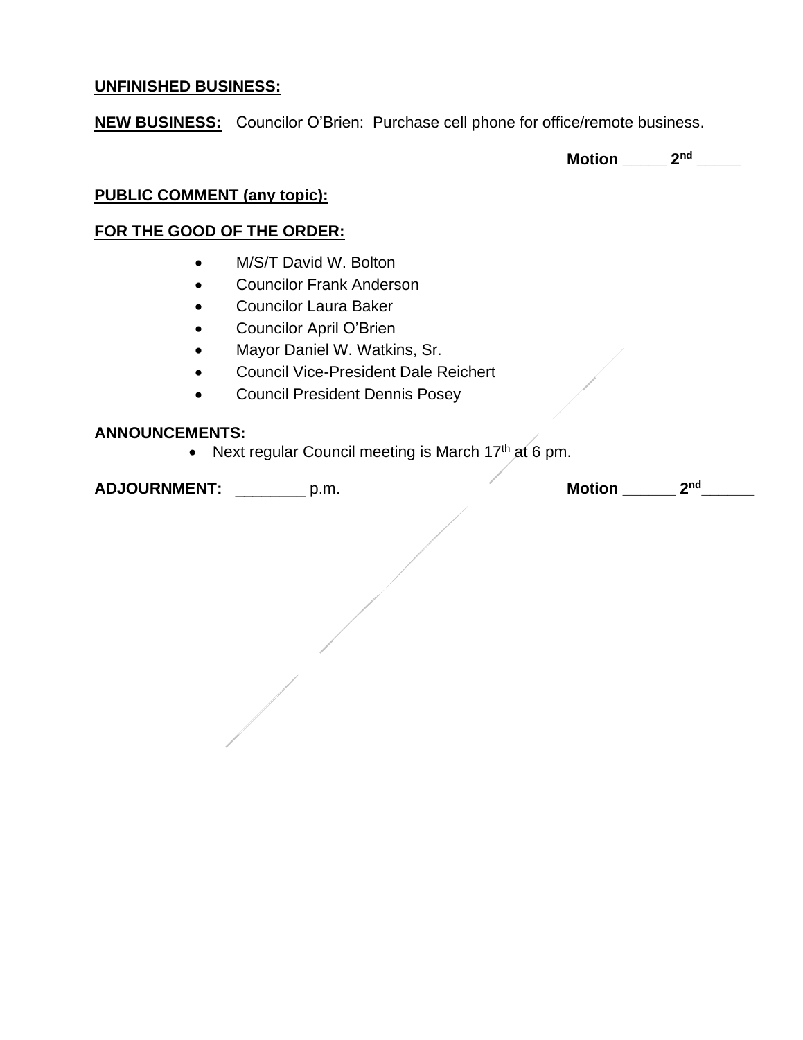**UNFINISHED BUSINESS:**

**NEW BUSINESS:** Councilor O'Brien: Purchase cell phone for office/remote business.

**Motion _____ 2nd _____**

**PUBLIC COMMENT (any topic):**

**FOR THE GOOD OF THE ORDER:**

- M/S/T David W. Bolton
- Councilor Frank Anderson
- Councilor Laura Baker
- Councilor April O'Brien
- Mayor Daniel W. Watkins, Sr.
- Council Vice-President Dale Reichert
- Council President Dennis Posey

**ANNOUNCEMENTS:**

- Next regular Council meeting is March 17th at 6 pm.

**ADJOURNMENT:** ________ p.m. **Motion ______ 2nd______**